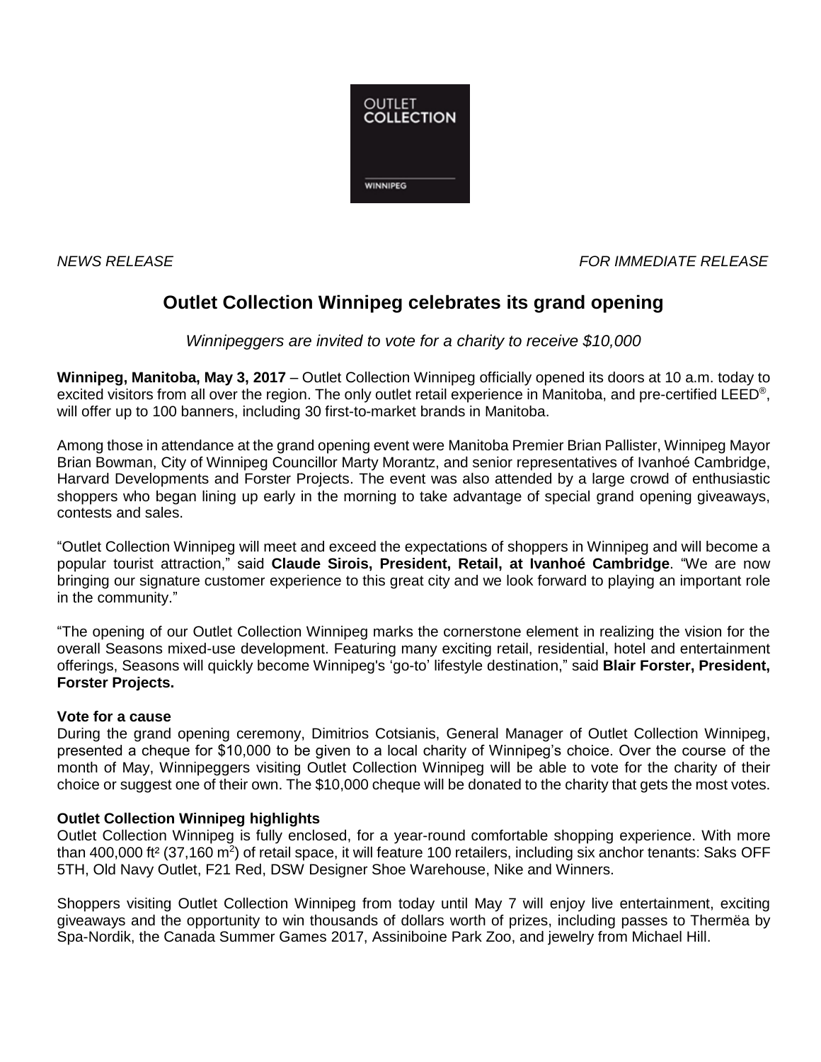OUTLET COLLECTION

WINNIPEG

*NEWS RELEASE* *FOR IMMEDIATE RELEASE*

# Outlet Collection Winnipeg celebrates its grand opening

*Winnipeggers are invited to vote for a charity to receive $10,000*

**Winnipeg, Manitoba, May 3, 2017** – Outlet Collection Winnipeg officially opened its doors at 10 a.m. today to excited visitors from all over the region. The only outlet retail experience in Manitoba, and pre-certified LEED®, will offer up to 100 banners, including 30 first-to-market brands in Manitoba.

Among those in attendance at the grand opening event were Manitoba Premier Brian Pallister, Winnipeg Mayor Brian Bowman, City of Winnipeg Councillor Marty Morantz, and senior representatives of Ivanhoé Cambridge, Harvard Developments and Forster Projects. The event was also attended by a large crowd of enthusiastic shoppers who began lining up early in the morning to take advantage of special grand opening giveaways, contests and sales.

"Outlet Collection Winnipeg will meet and exceed the expectations of shoppers in Winnipeg and will become a popular tourist attraction," said **Claude Sirois, President, Retail, at Ivanhoé Cambridge**. "We are now bringing our signature customer experience to this great city and we look forward to playing an important role in the community."

"The opening of our Outlet Collection Winnipeg marks the cornerstone element in realizing the vision for the overall Seasons mixed-use development. Featuring many exciting retail, residential, hotel and entertainment offerings, Seasons will quickly become Winnipeg's 'go-to' lifestyle destination," said **Blair Forster, President, Forster Projects.**

**Vote for a cause**

During the grand opening ceremony, Dimitrios Cotsianis, General Manager of Outlet Collection Winnipeg, presented a cheque for $10,000 to be given to a local charity of Winnipeg's choice. Over the course of the month of May, Winnipeggers visiting Outlet Collection Winnipeg will be able to vote for the charity of their choice or suggest one of their own. The $10,000 cheque will be donated to the charity that gets the most votes.

**Outlet Collection Winnipeg highlights**

Outlet Collection Winnipeg is fully enclosed, for a year-round comfortable shopping experience. With more than 400,000 ft² (37,160 m²) of retail space, it will feature 100 retailers, including six anchor tenants: Saks OFF 5TH, Old Navy Outlet, F21 Red, DSW Designer Shoe Warehouse, Nike and Winners.

Shoppers visiting Outlet Collection Winnipeg from today until May 7 will enjoy live entertainment, exciting giveaways and the opportunity to win thousands of dollars worth of prizes, including passes to Thermëa by Spa-Nordik, the Canada Summer Games 2017, Assiniboine Park Zoo, and jewelry from Michael Hill.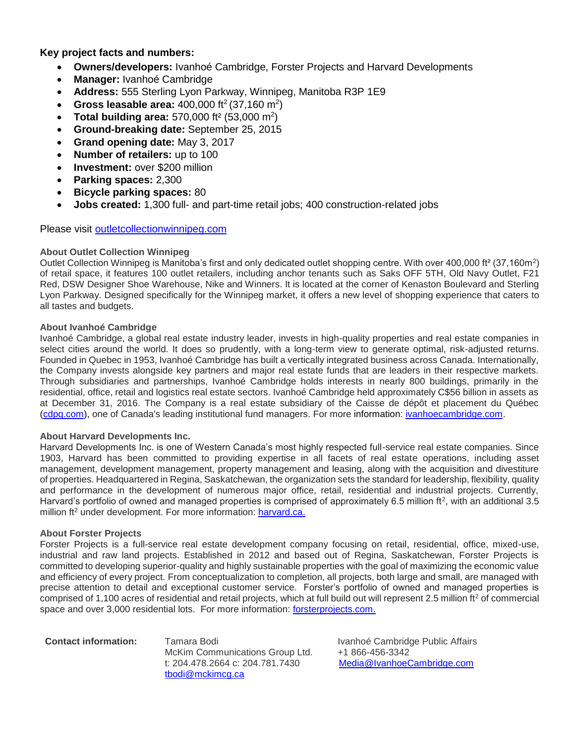**Key project facts and numbers:**

- **Owners/developers:** Ivanhoé Cambridge, Forster Projects and Harvard Developments
- **Manager:** Ivanhoé Cambridge
- **Address:** 555 Sterling Lyon Parkway, Winnipeg, Manitoba R3P 1E9
- **Gross leasable area:** 400,000 $ft^2$ (37,160 $m^2$)
- **Total building area:** 570,000 $ft^2$ (53,000 $m^2$)
- **Ground-breaking date:** September 25, 2015
- **Grand opening date:** May 3, 2017
- **Number of retailers:** up to 100
- **Investment:** over $200 million
- **Parking spaces:** 2,300
- **Bicycle parking spaces:** 80
- **Jobs created:** 1,300 full- and part-time retail jobs; 400 construction-related jobs

Please visit [outletcollectionwinnipeg.com](outletcollectionwinnipeg.com)

**About Outlet Collection Winnipeg**

Outlet Collection Winnipeg is Manitoba's first and only dedicated outlet shopping centre. With over 400,000 $ft^2$ (37,160$m^2$) of retail space, it features 100 outlet retailers, including anchor tenants such as Saks OFF 5TH, Old Navy Outlet, F21 Red, DSW Designer Shoe Warehouse, Nike and Winners. It is located at the corner of Kenaston Boulevard and Sterling Lyon Parkway. Designed specifically for the Winnipeg market, it offers a new level of shopping experience that caters to all tastes and budgets.

**About Ivanhoé Cambridge**

Ivanhoé Cambridge, a global real estate industry leader, invests in high-quality properties and real estate companies in select cities around the world. It does so prudently, with a long-term view to generate optimal, risk-adjusted returns. Founded in Quebec in 1953, Ivanhoé Cambridge has built a vertically integrated business across Canada. Internationally, the Company invests alongside key partners and major real estate funds that are leaders in their respective markets. Through subsidiaries and partnerships, Ivanhoé Cambridge holds interests in nearly 800 buildings, primarily in the residential, office, retail and logistics real estate sectors. Ivanhoé Cambridge held approximately C$56 billion in assets as at December 31, 2016. The Company is a real estate subsidiary of the Caisse de dépôt et placement du Québec ([cdpq.com](cdpq.com)), one of Canada's leading institutional fund managers. For more information: [ivanhoecambridge.com](ivanhoecambridge.com).

**About Harvard Developments Inc.**

Harvard Developments Inc. is one of Western Canada's most highly respected full-service real estate companies. Since 1903, Harvard has been committed to providing expertise in all facets of real estate operations, including asset management, development management, property management and leasing, along with the acquisition and divestiture of properties. Headquartered in Regina, Saskatchewan, the organization sets the standard for leadership, flexibility, quality and performance in the development of numerous major office, retail, residential and industrial projects. Currently, Harvard's portfolio of owned and managed properties is comprised of approximately 6.5 million $ft^2$, with an additional 3.5 million $ft^2$ under development. For more information: [harvard.ca.](harvard.ca)

**About Forster Projects**

Forster Projects is a full-service real estate development company focusing on retail, residential, office, mixed-use, industrial and raw land projects. Established in 2012 and based out of Regina, Saskatchewan, Forster Projects is committed to developing superior-quality and highly sustainable properties with the goal of maximizing the economic value and efficiency of every project. From conceptualization to completion, all projects, both large and small, are managed with precise attention to detail and exceptional customer service. Forster's portfolio of owned and managed properties is comprised of 1,100 acres of residential and retail projects, which at full build out will represent 2.5 million $ft^2$ of commercial space and over 3,000 residential lots. For more information: [forsterprojects.com.](forsterprojects.com)

| | | |
|---|---|---|
| **Contact information:** | Tamara Bodi<br>McKim Communications Group Ltd.<br>t: 204.478.2664 c: 204.781.7430<br>tbodi@mckimcg.ca | Ivanhoé Cambridge Public Affairs<br>+1 866-456-3342<br>Media@IvanhoeCambridge.com |